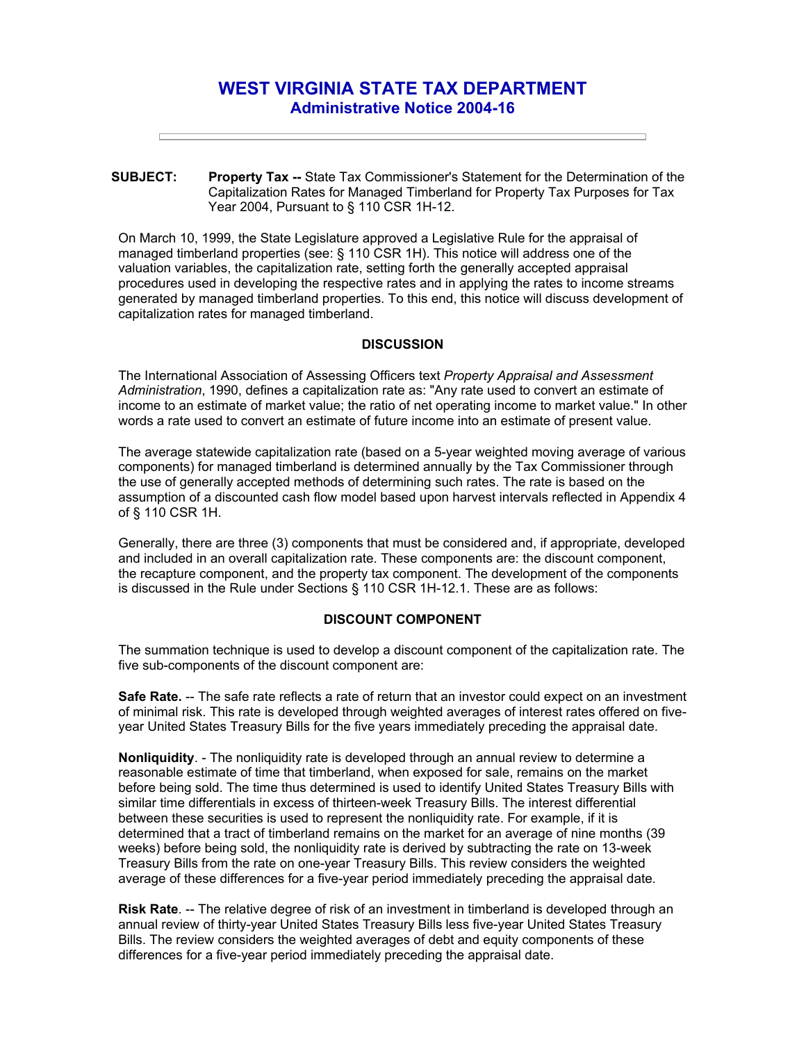# WEST VIRGINIA STATE TAX DEPARTMENT

## Administrative Notice 2004-16

**SUBJECT:** **Property Tax --** State Tax Commissioner's Statement for the Determination of the Capitalization Rates for Managed Timberland for Property Tax Purposes for Tax Year 2004, Pursuant to § 110 CSR 1H-12.

On March 10, 1999, the State Legislature approved a Legislative Rule for the appraisal of managed timberland properties (see: § 110 CSR 1H). This notice will address one of the valuation variables, the capitalization rate, setting forth the generally accepted appraisal procedures used in developing the respective rates and in applying the rates to income streams generated by managed timberland properties. To this end, this notice will discuss development of capitalization rates for managed timberland.

### DISCUSSION

The International Association of Assessing Officers text *Property Appraisal and Assessment Administration*, 1990, defines a capitalization rate as: "Any rate used to convert an estimate of income to an estimate of market value; the ratio of net operating income to market value." In other words a rate used to convert an estimate of future income into an estimate of present value.

The average statewide capitalization rate (based on a 5-year weighted moving average of various components) for managed timberland is determined annually by the Tax Commissioner through the use of generally accepted methods of determining such rates. The rate is based on the assumption of a discounted cash flow model based upon harvest intervals reflected in Appendix 4 of § 110 CSR 1H.

Generally, there are three (3) components that must be considered and, if appropriate, developed and included in an overall capitalization rate. These components are: the discount component, the recapture component, and the property tax component. The development of the components is discussed in the Rule under Sections § 110 CSR 1H-12.1. These are as follows:

### DISCOUNT COMPONENT

The summation technique is used to develop a discount component of the capitalization rate. The five sub-components of the discount component are:

**Safe Rate.** -- The safe rate reflects a rate of return that an investor could expect on an investment of minimal risk. This rate is developed through weighted averages of interest rates offered on five-year United States Treasury Bills for the five years immediately preceding the appraisal date.

**Nonliquidity**. - The nonliquidity rate is developed through an annual review to determine a reasonable estimate of time that timberland, when exposed for sale, remains on the market before being sold. The time thus determined is used to identify United States Treasury Bills with similar time differentials in excess of thirteen-week Treasury Bills. The interest differential between these securities is used to represent the nonliquidity rate. For example, if it is determined that a tract of timberland remains on the market for an average of nine months (39 weeks) before being sold, the nonliquidity rate is derived by subtracting the rate on 13-week Treasury Bills from the rate on one-year Treasury Bills. This review considers the weighted average of these differences for a five-year period immediately preceding the appraisal date.

**Risk Rate**. -- The relative degree of risk of an investment in timberland is developed through an annual review of thirty-year United States Treasury Bills less five-year United States Treasury Bills. The review considers the weighted averages of debt and equity components of these differences for a five-year period immediately preceding the appraisal date.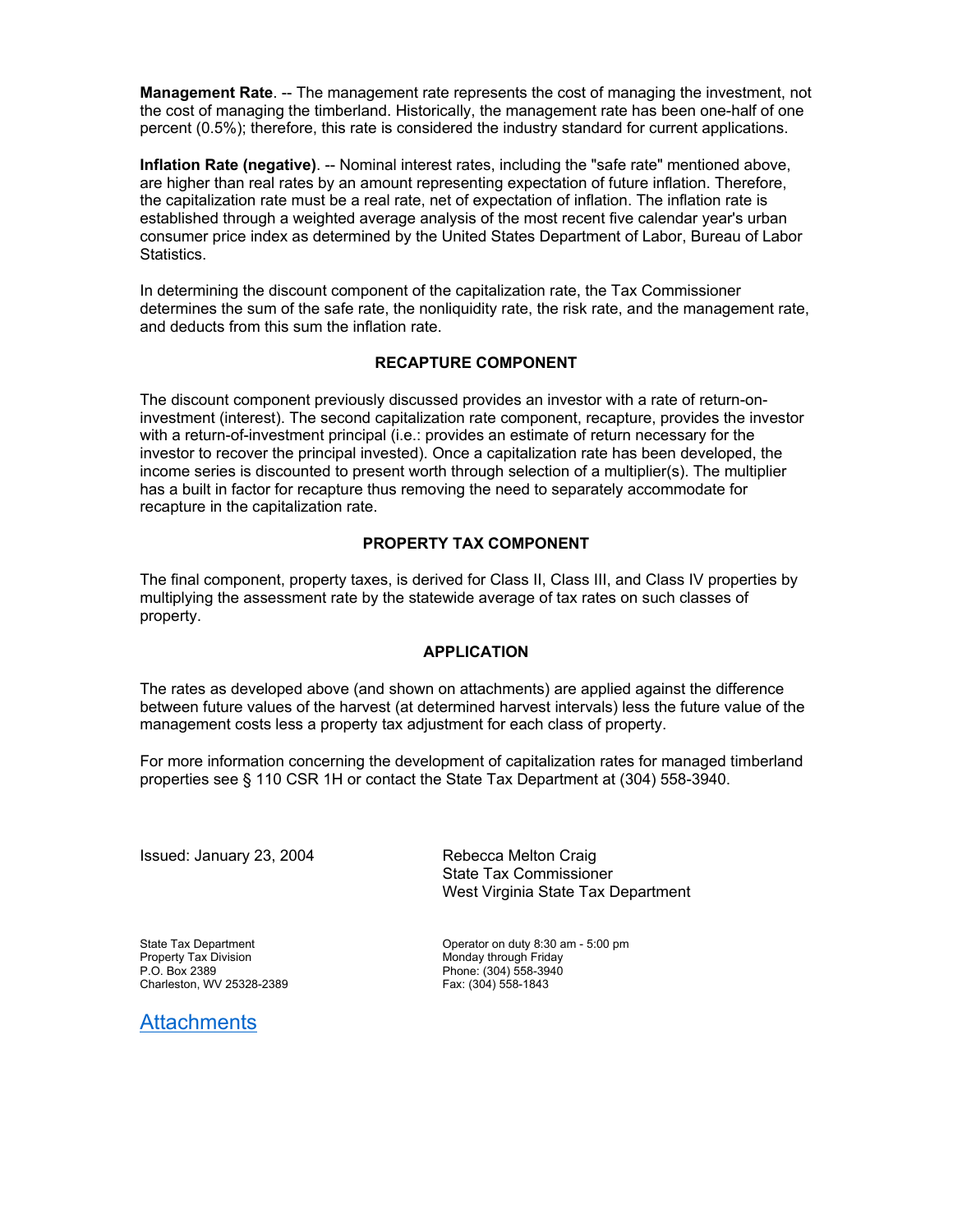**Management Rate**. -- The management rate represents the cost of managing the investment, not the cost of managing the timberland. Historically, the management rate has been one-half of one percent (0.5%); therefore, this rate is considered the industry standard for current applications.

**Inflation Rate (negative)**. -- Nominal interest rates, including the "safe rate" mentioned above, are higher than real rates by an amount representing expectation of future inflation. Therefore, the capitalization rate must be a real rate, net of expectation of inflation. The inflation rate is established through a weighted average analysis of the most recent five calendar year's urban consumer price index as determined by the United States Department of Labor, Bureau of Labor Statistics.

In determining the discount component of the capitalization rate, the Tax Commissioner determines the sum of the safe rate, the nonliquidity rate, the risk rate, and the management rate, and deducts from this sum the inflation rate.

## RECAPTURE COMPONENT

The discount component previously discussed provides an investor with a rate of return-on-investment (interest). The second capitalization rate component, recapture, provides the investor with a return-of-investment principal (i.e.: provides an estimate of return necessary for the investor to recover the principal invested). Once a capitalization rate has been developed, the income series is discounted to present worth through selection of a multiplier(s). The multiplier has a built in factor for recapture thus removing the need to separately accommodate for recapture in the capitalization rate.

## PROPERTY TAX COMPONENT

The final component, property taxes, is derived for Class II, Class III, and Class IV properties by multiplying the assessment rate by the statewide average of tax rates on such classes of property.

## APPLICATION

The rates as developed above (and shown on attachments) are applied against the difference between future values of the harvest (at determined harvest intervals) less the future value of the management costs less a property tax adjustment for each class of property.

For more information concerning the development of capitalization rates for managed timberland properties see § 110 CSR 1H or contact the State Tax Department at (304) 558-3940.

Issued: January 23, 2004

Rebecca Melton Craig
State Tax Commissioner
West Virginia State Tax Department

State Tax Department
Property Tax Division
P.O. Box 2389
Charleston, WV 25328-2389

Operator on duty 8:30 am - 5:00 pm
Monday through Friday
Phone: (304) 558-3940
Fax: (304) 558-1843

Attachments